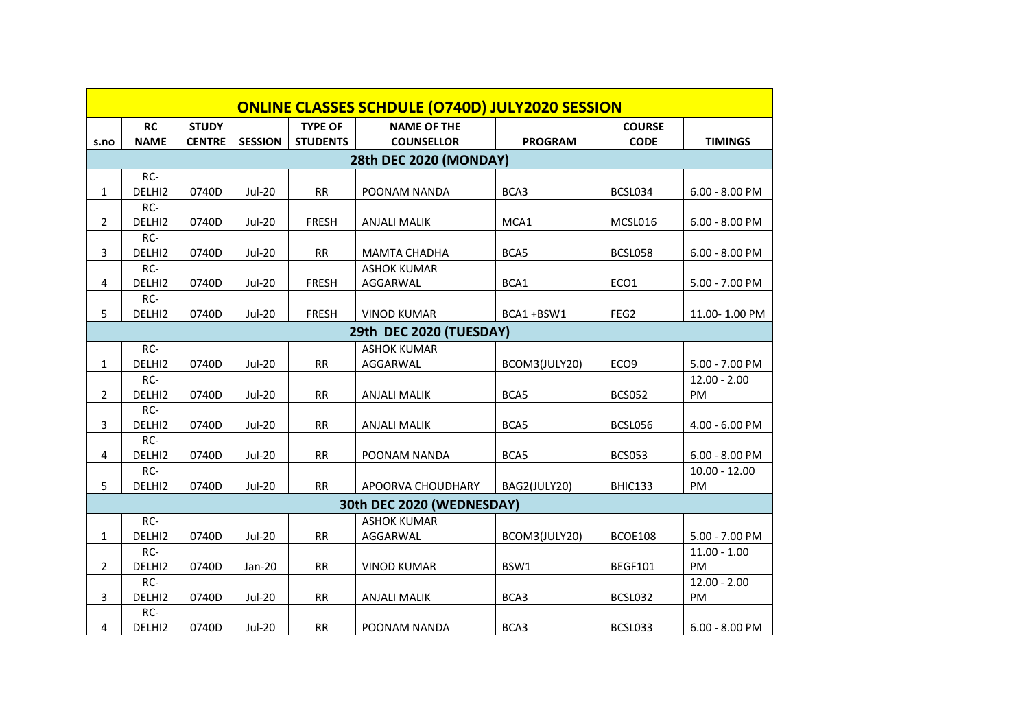# ONLINE CLASSES SCHDULE (O740D) JULY2020 SESSION

| s.no | RC NAME | STUDY CENTRE | SESSION | TYPE OF STUDENTS | NAME OF THE COUNSELLOR | PROGRAM | COURSE CODE | TIMINGS |
|---|---|---|---|---|---|---|---|---|
| **28th DEC 2020 (MONDAY)** | | | | | | | | |
| 1 | RC-DELHI2 | 0740D | Jul-20 | RR | POONAM NANDA | BCA3 | BCSL034 | 6.00 - 8.00 PM |
| 2 | RC-DELHI2 | 0740D | Jul-20 | FRESH | ANJALI MALIK | MCA1 | MCSL016 | 6.00 - 8.00 PM |
| 3 | RC-DELHI2 | 0740D | Jul-20 | RR | MAMTA CHADHA | BCA5 | BCSL058 | 6.00 - 8.00 PM |
| 4 | RC-DELHI2 | 0740D | Jul-20 | FRESH | ASHOK KUMAR AGGARWAL | BCA1 | ECO1 | 5.00 - 7.00 PM |
| 5 | RC-DELHI2 | 0740D | Jul-20 | FRESH | VINOD KUMAR | BCA1 +BSW1 | FEG2 | 11.00- 1.00 PM |
| **29th DEC 2020 (TUESDAY)** | | | | | | | | |
| 1 | RC-DELHI2 | 0740D | Jul-20 | RR | ASHOK KUMAR AGGARWAL | BCOM3(JULY20) | ECO9 | 5.00 - 7.00 PM |
| 2 | RC-DELHI2 | 0740D | Jul-20 | RR | ANJALI MALIK | BCA5 | BCS052 | 12.00 - 2.00 PM |
| 3 | RC-DELHI2 | 0740D | Jul-20 | RR | ANJALI MALIK | BCA5 | BCSL056 | 4.00 - 6.00 PM |
| 4 | RC-DELHI2 | 0740D | Jul-20 | RR | POONAM NANDA | BCA5 | BCS053 | 6.00 - 8.00 PM |
| 5 | RC-DELHI2 | 0740D | Jul-20 | RR | APOORVA CHOUDHARY | BAG2(JULY20) | BHIC133 | 10.00 - 12.00 PM |
| **30th DEC 2020 (WEDNESDAY)** | | | | | | | | |
| 1 | RC-DELHI2 | 0740D | Jul-20 | RR | ASHOK KUMAR AGGARWAL | BCOM3(JULY20) | BCOE108 | 5.00 - 7.00 PM |
| 2 | RC-DELHI2 | 0740D | Jan-20 | RR | VINOD KUMAR | BSW1 | BEGF101 | 11.00 - 1.00 PM |
| 3 | RC-DELHI2 | 0740D | Jul-20 | RR | ANJALI MALIK | BCA3 | BCSL032 | 12.00 - 2.00 PM |
| 4 | RC-DELHI2 | 0740D | Jul-20 | RR | POONAM NANDA | BCA3 | BCSL033 | 6.00 - 8.00 PM |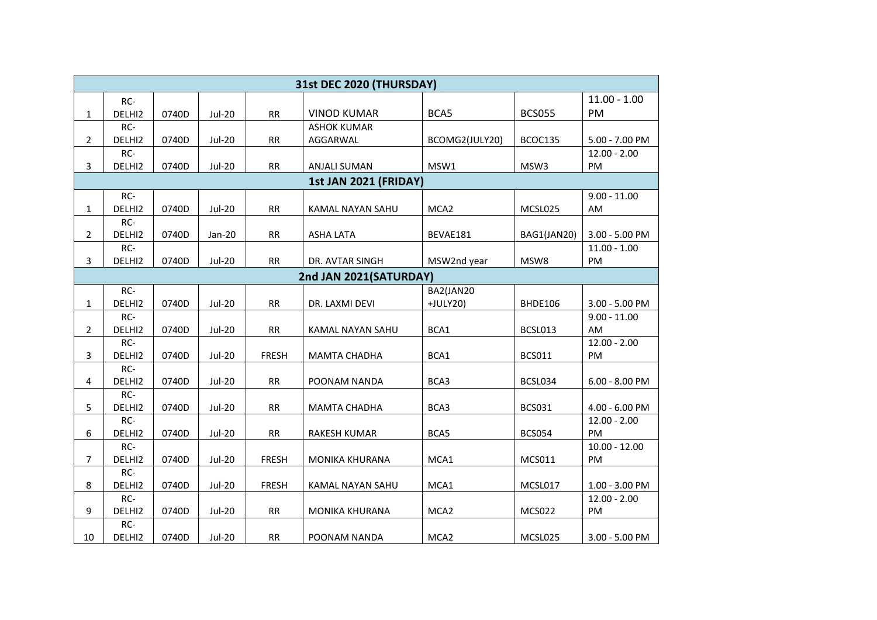| 31st DEC 2020 (THURSDAY) | | | | | | | | |
|---|---|---|---|---|---|---|---|---|
| 1 | RC-DELHI2 | 0740D | Jul-20 | RR | VINOD KUMAR | BCA5 | BCS055 | 11.00 - 1.00 PM |
| 2 | RC-DELHI2 | 0740D | Jul-20 | RR | ASHOK KUMAR AGGARWAL | BCOMG2(JULY20) | BCOC135 | 5.00 - 7.00 PM |
| 3 | RC-DELHI2 | 0740D | Jul-20 | RR | ANJALI SUMAN | MSW1 | MSW3 | 12.00 - 2.00 PM |
| **1st JAN 2021 (FRIDAY)** | | | | | | | | |
| 1 | RC-DELHI2 | 0740D | Jul-20 | RR | KAMAL NAYAN SAHU | MCA2 | MCSL025 | 9.00 - 11.00 AM |
| 2 | RC-DELHI2 | 0740D | Jan-20 | RR | ASHA LATA | BEVAE181 | BAG1(JAN20) | 3.00 - 5.00 PM |
| 3 | RC-DELHI2 | 0740D | Jul-20 | RR | DR. AVTAR SINGH | MSW2nd year | MSW8 | 11.00 - 1.00 PM |
| **2nd JAN 2021(SATURDAY)** | | | | | | | | |
| 1 | RC-DELHI2 | 0740D | Jul-20 | RR | DR. LAXMI DEVI | BA2(JAN20 +JULY20) | BHDE106 | 3.00 - 5.00 PM |
| 2 | RC-DELHI2 | 0740D | Jul-20 | RR | KAMAL NAYAN SAHU | BCA1 | BCSL013 | 9.00 - 11.00 AM |
| 3 | RC-DELHI2 | 0740D | Jul-20 | FRESH | MAMTA CHADHA | BCA1 | BCS011 | 12.00 - 2.00 PM |
| 4 | RC-DELHI2 | 0740D | Jul-20 | RR | POONAM NANDA | BCA3 | BCSL034 | 6.00 - 8.00 PM |
| 5 | RC-DELHI2 | 0740D | Jul-20 | RR | MAMTA CHADHA | BCA3 | BCS031 | 4.00 - 6.00 PM |
| 6 | RC-DELHI2 | 0740D | Jul-20 | RR | RAKESH KUMAR | BCA5 | BCS054 | 12.00 - 2.00 PM |
| 7 | RC-DELHI2 | 0740D | Jul-20 | FRESH | MONIKA KHURANA | MCA1 | MCS011 | 10.00 - 12.00 PM |
| 8 | RC-DELHI2 | 0740D | Jul-20 | FRESH | KAMAL NAYAN SAHU | MCA1 | MCSL017 | 1.00 - 3.00 PM |
| 9 | RC-DELHI2 | 0740D | Jul-20 | RR | MONIKA KHURANA | MCA2 | MCS022 | 12.00 - 2.00 PM |
| 10 | RC-DELHI2 | 0740D | Jul-20 | RR | POONAM NANDA | MCA2 | MCSL025 | 3.00 - 5.00 PM |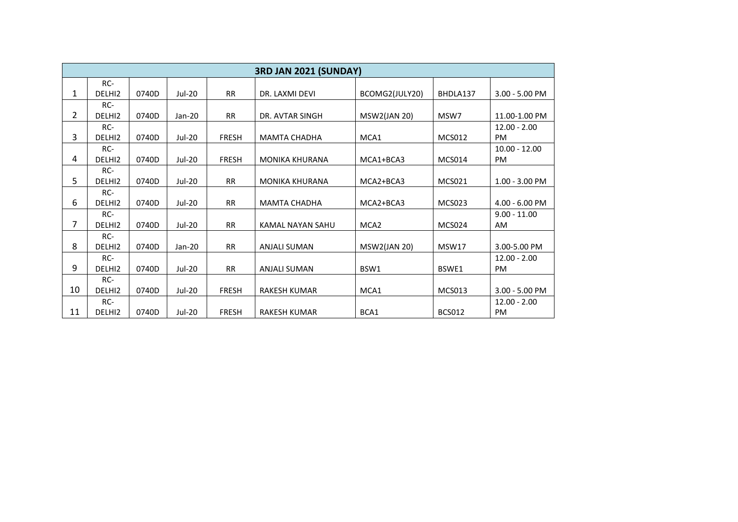| 3RD JAN 2021 (SUNDAY) | | | | | | | | |
|---|---|---|---|---|---|---|---|---|
| 1 | RC-DELHI2 | 0740D | Jul-20 | RR | DR. LAXMI DEVI | BCOMG2(JULY20) | BHDLA137 | 3.00 - 5.00 PM |
| 2 | RC-DELHI2 | 0740D | Jan-20 | RR | DR. AVTAR SINGH | MSW2(JAN 20) | MSW7 | 11.00-1.00 PM |
| 3 | RC-DELHI2 | 0740D | Jul-20 | FRESH | MAMTA CHADHA | MCA1 | MCS012 | 12.00 - 2.00 PM |
| 4 | RC-DELHI2 | 0740D | Jul-20 | FRESH | MONIKA KHURANA | MCA1+BCA3 | MCS014 | 10.00 - 12.00 PM |
| 5 | RC-DELHI2 | 0740D | Jul-20 | RR | MONIKA KHURANA | MCA2+BCA3 | MCS021 | 1.00 - 3.00 PM |
| 6 | RC-DELHI2 | 0740D | Jul-20 | RR | MAMTA CHADHA | MCA2+BCA3 | MCS023 | 4.00 - 6.00 PM |
| 7 | RC-DELHI2 | 0740D | Jul-20 | RR | KAMAL NAYAN SAHU | MCA2 | MCS024 | 9.00 - 11.00 AM |
| 8 | RC-DELHI2 | 0740D | Jan-20 | RR | ANJALI SUMAN | MSW2(JAN 20) | MSW17 | 3.00-5.00 PM |
| 9 | RC-DELHI2 | 0740D | Jul-20 | RR | ANJALI SUMAN | BSW1 | BSWE1 | 12.00 - 2.00 PM |
| 10 | RC-DELHI2 | 0740D | Jul-20 | FRESH | RAKESH KUMAR | MCA1 | MCS013 | 3.00 - 5.00 PM |
| 11 | RC-DELHI2 | 0740D | Jul-20 | FRESH | RAKESH KUMAR | BCA1 | BCS012 | 12.00 - 2.00 PM |